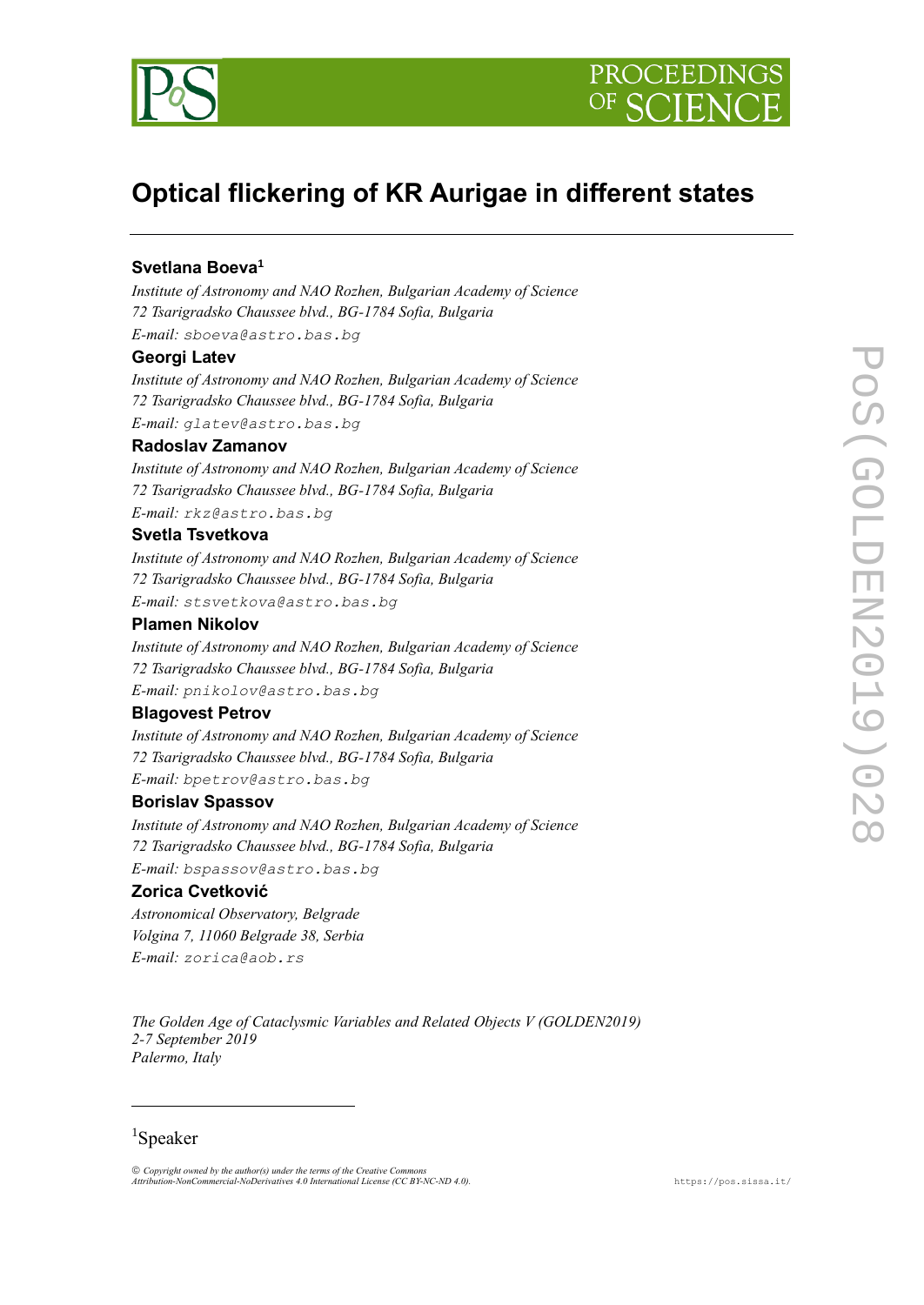# Optical flickering of KR Aurigae in different states

**Svetlana Boeva**[1]

*Institute of Astronomy and NAO Rozhen, Bulgarian Academy of Science*
*72 Tsarigradsko Chaussee blvd., BG-1784 Sofia, Bulgaria*
*E-mail:* sboeva@astro.bas.bg

**Georgi Latev**

*Institute of Astronomy and NAO Rozhen, Bulgarian Academy of Science*
*72 Tsarigradsko Chaussee blvd., BG-1784 Sofia, Bulgaria*
*E-mail:* glatev@astro.bas.bg

**Radoslav Zamanov**

*Institute of Astronomy and NAO Rozhen, Bulgarian Academy of Science*
*72 Tsarigradsko Chaussee blvd., BG-1784 Sofia, Bulgaria*
*E-mail:* rkz@astro.bas.bg

**Svetla Tsvetkova**

*Institute of Astronomy and NAO Rozhen, Bulgarian Academy of Science*
*72 Tsarigradsko Chaussee blvd., BG-1784 Sofia, Bulgaria*
*E-mail:* stsvetkova@astro.bas.bg

**Plamen Nikolov**

*Institute of Astronomy and NAO Rozhen, Bulgarian Academy of Science*
*72 Tsarigradsko Chaussee blvd., BG-1784 Sofia, Bulgaria*
*E-mail:* pnikolov@astro.bas.bg

**Blagovest Petrov**

*Institute of Astronomy and NAO Rozhen, Bulgarian Academy of Science*
*72 Tsarigradsko Chaussee blvd., BG-1784 Sofia, Bulgaria*
*E-mail:* bpetrov@astro.bas.bg

**Borislav Spassov**

*Institute of Astronomy and NAO Rozhen, Bulgarian Academy of Science*
*72 Tsarigradsko Chaussee blvd., BG-1784 Sofia, Bulgaria*
*E-mail:* bspassov@astro.bas.bg

**Zorica Cvetković**

*Astronomical Observatory, Belgrade*
*Volgina 7, 11060 Belgrade 38, Serbia*
*E-mail:* zorica@aob.rs

*The Golden Age of Cataclysmic Variables and Related Objects V (GOLDEN2019)*
*2-7 September 2019*
*Palermo, Italy*

---

[1] Speaker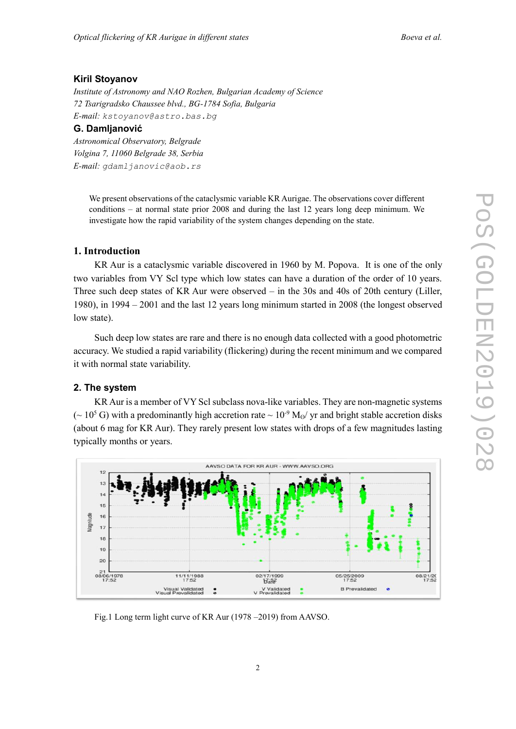**Kiril Stoyanov**

*Institute of Astronomy and NAO Rozhen, Bulgarian Academy of Science*
*72 Tsarigradsko Chaussee blvd., BG-1784 Sofia, Bulgaria*
*E-mail:* kstoyanov@astro.bas.bg

**G. Damljanović**

*Astronomical Observatory, Belgrade*
*Volgina 7, 11060 Belgrade 38, Serbia*
*E-mail:* gdamljanovic@aob.rs

We present observations of the cataclysmic variable KR Aurigae. The observations cover different conditions – at normal state prior 2008 and during the last 12 years long deep minimum. We investigate how the rapid variability of the system changes depending on the state.

## 1. Introduction

KR Aur is a cataclysmic variable discovered in 1960 by M. Popova. It is one of the only two variables from VY Scl type which low states can have a duration of the order of 10 years. Three such deep states of KR Aur were observed – in the 30s and 40s of 20th century (Liller, 1980), in 1994 – 2001 and the last 12 years long minimum started in 2008 (the longest observed low state).

Such deep low states are rare and there is no enough data collected with a good photometric accuracy. We studied a rapid variability (flickering) during the recent minimum and we compared it with normal state variability.

## 2. The system

KR Aur is a member of VY Scl subclass nova-like variables. They are non-magnetic systems (~ $10^5$ G) with a predominantly high accretion rate ~ $10^{-9}$ $M_{\odot}$/ yr and bright stable accretion disks (about 6 mag for KR Aur). They rarely present low states with drops of a few magnitudes lasting typically months or years.

Fig.1 Long term light curve of KR Aur (1978 –2019) from AAVSO.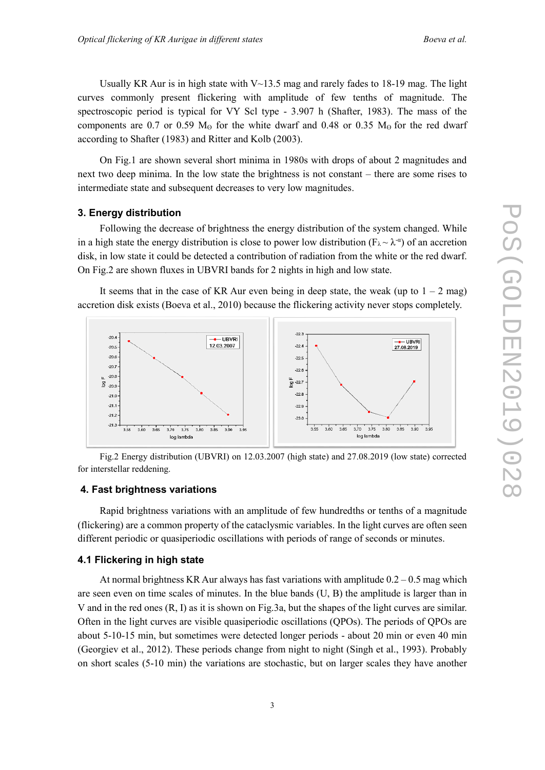Usually KR Aur is in high state with V~13.5 mag and rarely fades to 18-19 mag. The light curves commonly present flickering with amplitude of few tenths of magnitude. The spectroscopic period is typical for VY Scl type - 3.907 h (Shafter, 1983). The mass of the components are 0.7 or 0.59 $M_{\odot}$ for the white dwarf and 0.48 or 0.35 $M_{\odot}$ for the red dwarf according to Shafter (1983) and Ritter and Kolb (2003).

On Fig.1 are shown several short minima in 1980s with drops of about 2 magnitudes and next two deep minima. In the low state the brightness is not constant – there are some rises to intermediate state and subsequent decreases to very low magnitudes.

### 3. Energy distribution

Following the decrease of brightness the energy distribution of the system changed. While in a high state the energy distribution is close to power low distribution ($F_{\lambda} \sim \lambda^{-\alpha}$) of an accretion disk, in low state it could be detected a contribution of radiation from the white or the red dwarf. On Fig.2 are shown fluxes in UBVRI bands for 2 nights in high and low state.

It seems that in the case of KR Aur even being in deep state, the weak (up to 1 – 2 mag) accretion disk exists (Boeva et al., 2010) because the flickering activity never stops completely.

Fig.2 Energy distribution (UBVRI) on 12.03.2007 (high state) and 27.08.2019 (low state) corrected for interstellar reddening.

### 4. Fast brightness variations

Rapid brightness variations with an amplitude of few hundredths or tenths of a magnitude (flickering) are a common property of the cataclysmic variables. In the light curves are often seen different periodic or quasiperiodic oscillations with periods of range of seconds or minutes.

### 4.1 Flickering in high state

At normal brightness KR Aur always has fast variations with amplitude 0.2 – 0.5 mag which are seen even on time scales of minutes. In the blue bands (U, B) the amplitude is larger than in V and in the red ones (R, I) as it is shown on Fig.3a, but the shapes of the light curves are similar. Often in the light curves are visible quasiperiodic oscillations (QPOs). The periods of QPOs are about 5-10-15 min, but sometimes were detected longer periods - about 20 min or even 40 min (Georgiev et al., 2012). These periods change from night to night (Singh et al., 1993). Probably on short scales (5-10 min) the variations are stochastic, but on larger scales they have another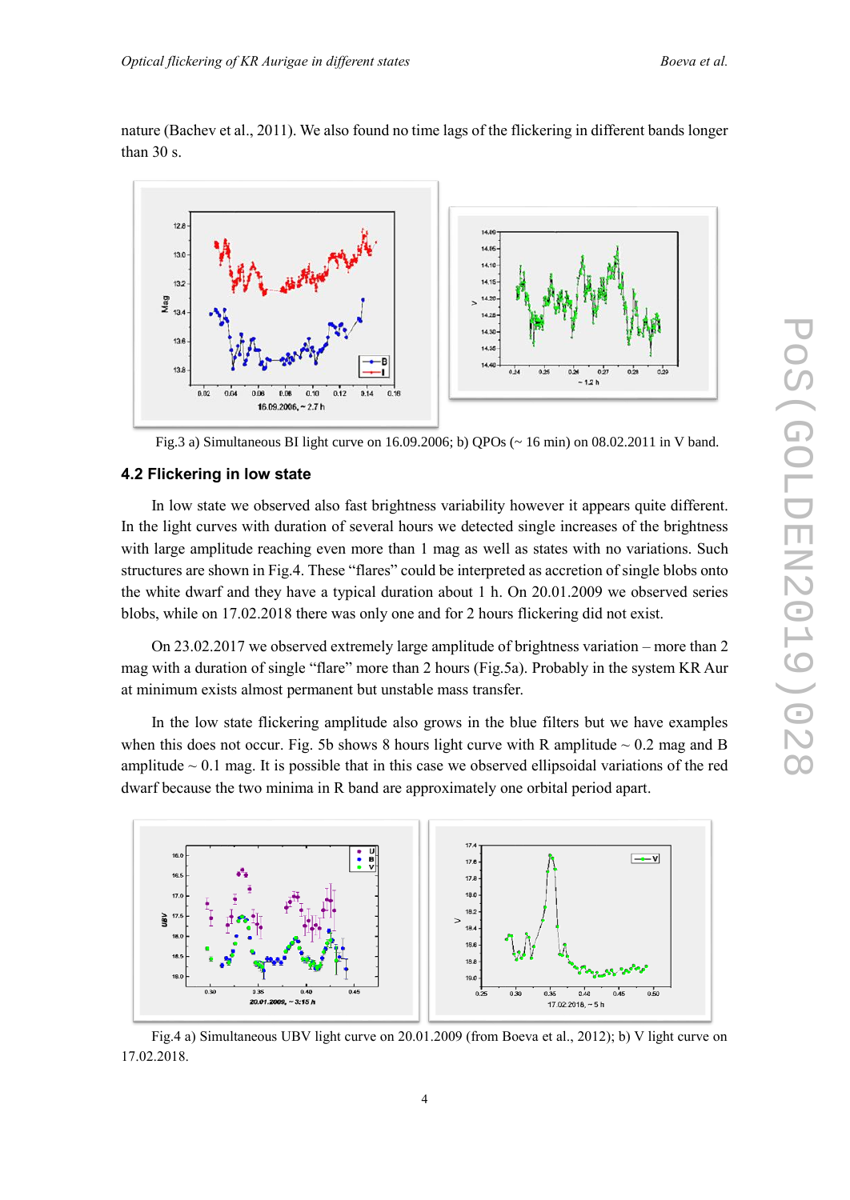nature (Bachev et al., 2011). We also found no time lags of the flickering in different bands longer than 30 s.

Fig.3 a) Simultaneous BI light curve on 16.09.2006; b) QPOs (~ 16 min) on 08.02.2011 in V band.

## 4.2 Flickering in low state

In low state we observed also fast brightness variability however it appears quite different. In the light curves with duration of several hours we detected single increases of the brightness with large amplitude reaching even more than 1 mag as well as states with no variations. Such structures are shown in Fig.4. These "flares" could be interpreted as accretion of single blobs onto the white dwarf and they have a typical duration about 1 h. On 20.01.2009 we observed series blobs, while on 17.02.2018 there was only one and for 2 hours flickering did not exist.

On 23.02.2017 we observed extremely large amplitude of brightness variation – more than 2 mag with a duration of single "flare" more than 2 hours (Fig.5a). Probably in the system KR Aur at minimum exists almost permanent but unstable mass transfer.

In the low state flickering amplitude also grows in the blue filters but we have examples when this does not occur. Fig. 5b shows 8 hours light curve with R amplitude ~ 0.2 mag and B amplitude ~ 0.1 mag. It is possible that in this case we observed ellipsoidal variations of the red dwarf because the two minima in R band are approximately one orbital period apart.

Fig.4 a) Simultaneous UBV light curve on 20.01.2009 (from Boeva et al., 2012); b) V light curve on 17.02.2018.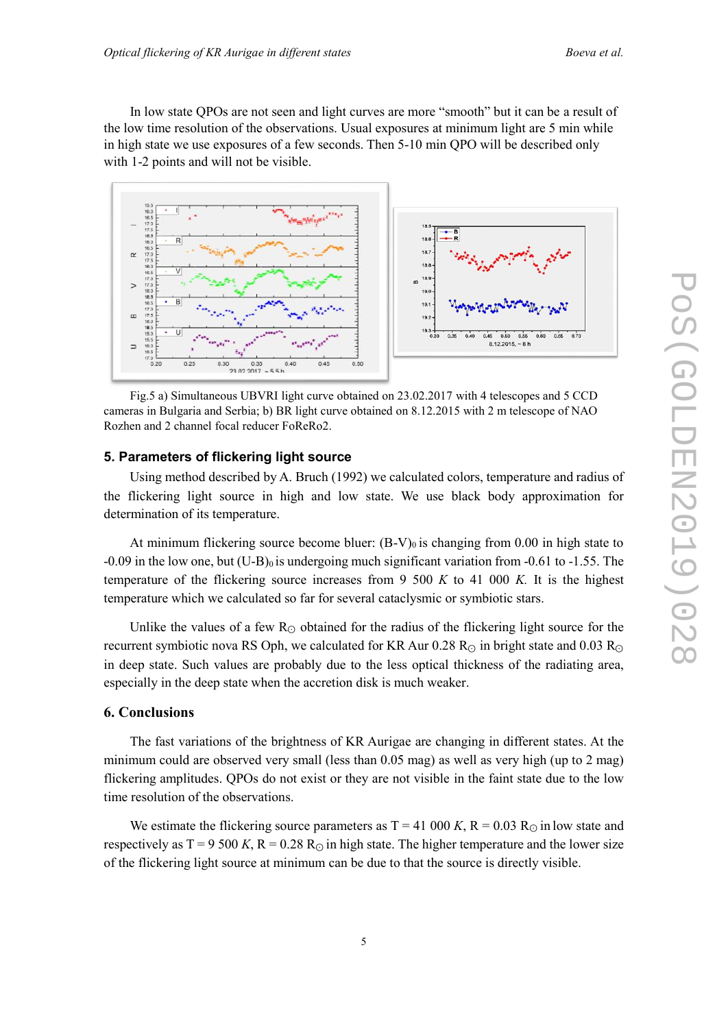In low state QPOs are not seen and light curves are more “smooth” but it can be a result of the low time resolution of the observations. Usual exposures at minimum light are 5 min while in high state we use exposures of a few seconds. Then 5-10 min QPO will be described only with 1-2 points and will not be visible.

Fig.5 a) Simultaneous UBVRI light curve obtained on 23.02.2017 with 4 telescopes and 5 CCD cameras in Bulgaria and Serbia; b) BR light curve obtained on 8.12.2015 with 2 m telescope of NAO Rozhen and 2 channel focal reducer FoReRo2.

## 5. Parameters of flickering light source

Using method described by A. Bruch (1992) we calculated colors, temperature and radius of the flickering light source in high and low state. We use black body approximation for determination of its temperature.

At minimum flickering source become bluer: $(B-V)_0$ is changing from 0.00 in high state to -0.09 in the low one, but $(U-B)_0$ is undergoing much significant variation from -0.61 to -1.55. The temperature of the flickering source increases from 9 500 $K$ to 41 000 $K$. It is the highest temperature which we calculated so far for several cataclysmic or symbiotic stars.

Unlike the values of a few $R_\odot$ obtained for the radius of the flickering light source for the recurrent symbiotic nova RS Oph, we calculated for KR Aur 0.28 $R_\odot$ in bright state and 0.03 $R_\odot$ in deep state. Such values are probably due to the less optical thickness of the radiating area, especially in the deep state when the accretion disk is much weaker.

## 6. Conclusions

The fast variations of the brightness of KR Aurigae are changing in different states. At the minimum could are observed very small (less than 0.05 mag) as well as very high (up to 2 mag) flickering amplitudes. QPOs do not exist or they are not visible in the faint state due to the low time resolution of the observations.

We estimate the flickering source parameters as $T = 41\,000$ $K$, $R = 0.03$ $R_\odot$ in low state and respectively as $T = 9\,500$ $K$, $R = 0.28$ $R_\odot$ in high state. The higher temperature and the lower size of the flickering light source at minimum can be due to that the source is directly visible.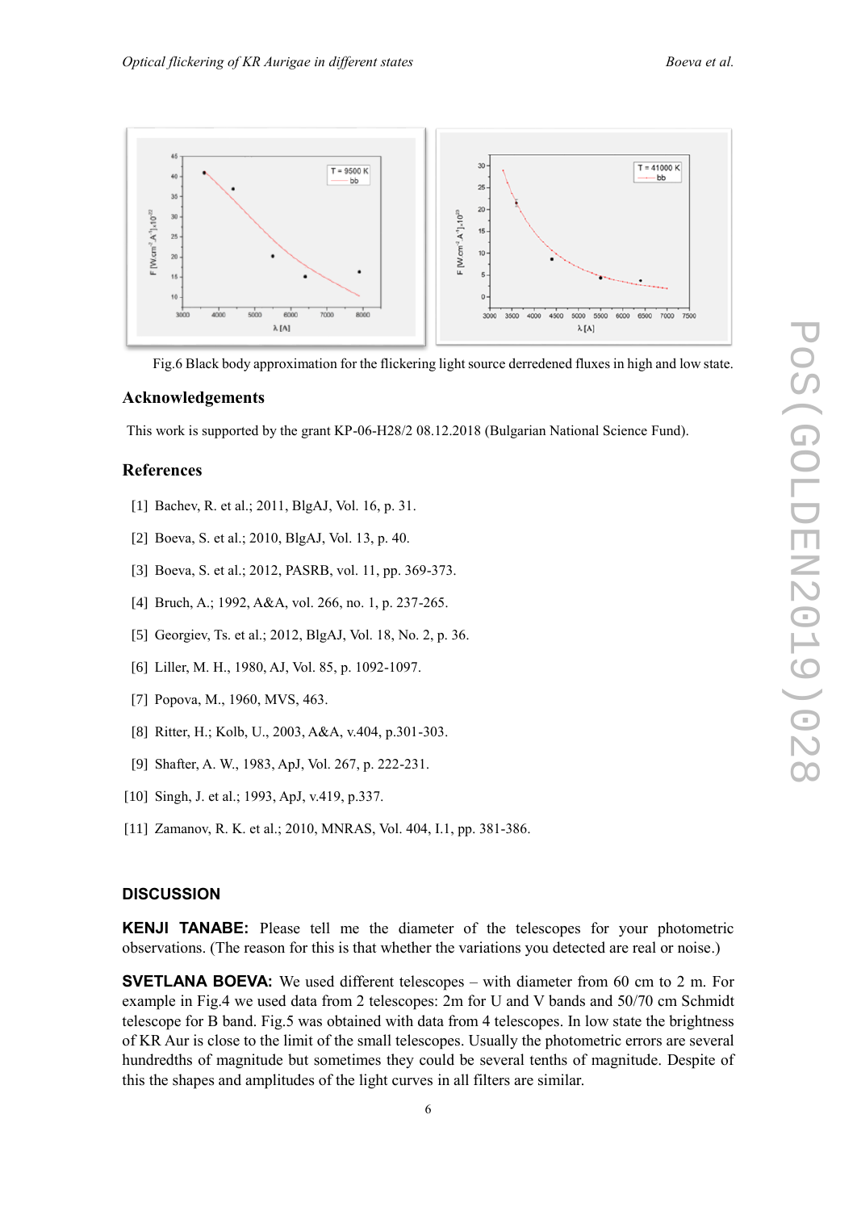T = 9500 K
bb

F [W.cm$^{-2}$ A$^{-1}$].10$^{-22}$

λ [A]

T = 41000 K
bb

F [W.cm$^{-2}$ A$^{-1}$].10$^{-23}$

λ [A]

Fig.6 Black body approximation for the flickering light source derredened fluxes in high and low state.

### Acknowledgements

This work is supported by the grant KP-06-H28/2 08.12.2018 (Bulgarian National Science Fund).

### References

[1] Bachev, R. et al.; 2011, BlgAJ, Vol. 16, p. 31.

[2] Boeva, S. et al.; 2010, BlgAJ, Vol. 13, p. 40.

[3] Boeva, S. et al.; 2012, PASRB, vol. 11, pp. 369-373.

[4] Bruch, A.; 1992, A&A, vol. 266, no. 1, p. 237-265.

[5] Georgiev, Ts. et al.; 2012, BlgAJ, Vol. 18, No. 2, p. 36.

[6] Liller, M. H., 1980, AJ, Vol. 85, p. 1092-1097.

[7] Popova, M., 1960, MVS, 463.

[8] Ritter, H.; Kolb, U., 2003, A&A, v.404, p.301-303.

[9] Shafter, A. W., 1983, ApJ, Vol. 267, p. 222-231.

[10] Singh, J. et al.; 1993, ApJ, v.419, p.337.

[11] Zamanov, R. K. et al.; 2010, MNRAS, Vol. 404, I.1, pp. 381-386.

### DISCUSSION

**KENJI TANABE:** Please tell me the diameter of the telescopes for your photometric observations. (The reason for this is that whether the variations you detected are real or noise.)

**SVETLANA BOEVA:** We used different telescopes – with diameter from 60 cm to 2 m. For example in Fig.4 we used data from 2 telescopes: 2m for U and V bands and 50/70 cm Schmidt telescope for B band. Fig.5 was obtained with data from 4 telescopes. In low state the brightness of KR Aur is close to the limit of the small telescopes. Usually the photometric errors are several hundredths of magnitude but sometimes they could be several tenths of magnitude. Despite of this the shapes and amplitudes of the light curves in all filters are similar.